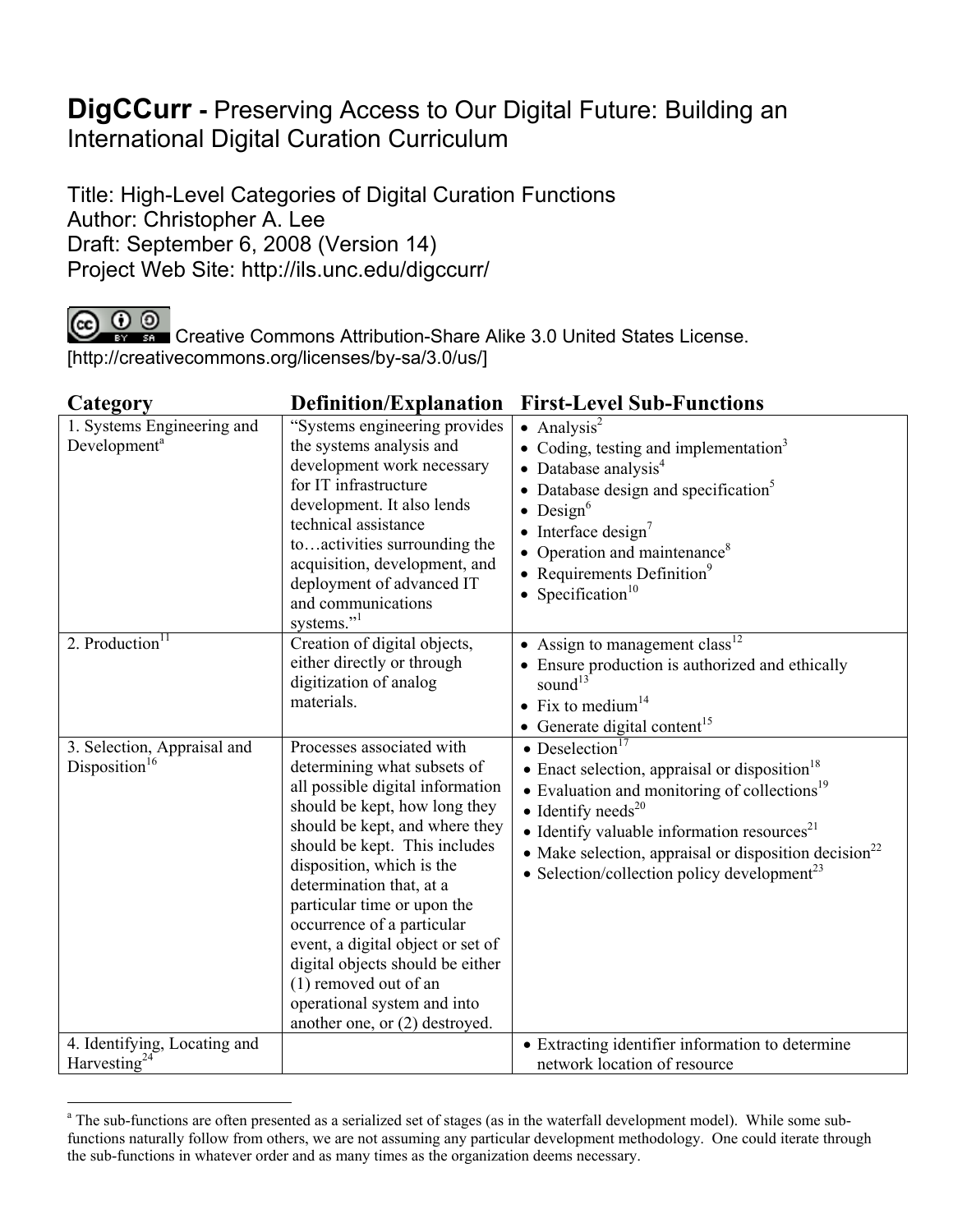# **DigCCurr -** Preserving Access to Our Digital Future: Building an International Digital Curation Curriculum

Title: High-Level Categories of Digital Curation Functions
Author: Christopher A. Lee
Draft: September 6, 2008 (Version 14)
Project Web Site: http://ils.unc.edu/digccurr/

Creative Commons Attribution-Share Alike 3.0 United States License.
[http://creativecommons.org/licenses/by-sa/3.0/us/]

| Category | Definition/Explanation | First-Level Sub-Functions |
|---|---|---|
| 1. Systems Engineering and Development[a] | "Systems engineering provides the systems analysis and development work necessary for IT infrastructure development. It also lends technical assistance to…activities surrounding the acquisition, development, and deployment of advanced IT and communications systems."[1] | • Analysis[2]<br>• Coding, testing and implementation[3]<br>• Database analysis[4]<br>• Database design and specification[5]<br>• Design[6]<br>• Interface design[7]<br>• Operation and maintenance[8]<br>• Requirements Definition[9]<br>• Specification[10] |
| 2. Production[11] | Creation of digital objects, either directly or through digitization of analog materials. | • Assign to management class[12]<br>• Ensure production is authorized and ethically sound[13]<br>• Fix to medium[14]<br>• Generate digital content[15] |
| 3. Selection, Appraisal and Disposition[16] | Processes associated with determining what subsets of all possible digital information should be kept, how long they should be kept, and where they should be kept. This includes disposition, which is the determination that, at a particular time or upon the occurrence of a particular event, a digital object or set of digital objects should be either (1) removed out of an operational system and into another one, or (2) destroyed. | • Deselection[17]<br>• Enact selection, appraisal or disposition[18]<br>• Evaluation and monitoring of collections[19]<br>• Identify needs[20]<br>• Identify valuable information resources[21]<br>• Make selection, appraisal or disposition decision[22]<br>• Selection/collection policy development[23] |
| 4. Identifying, Locating and Harvesting[24] | | • Extracting identifier information to determine network location of resource |

[a] The sub-functions are often presented as a serialized set of stages (as in the waterfall development model). While some sub-functions naturally follow from others, we are not assuming any particular development methodology. One could iterate through the sub-functions in whatever order and as many times as the organization deems necessary.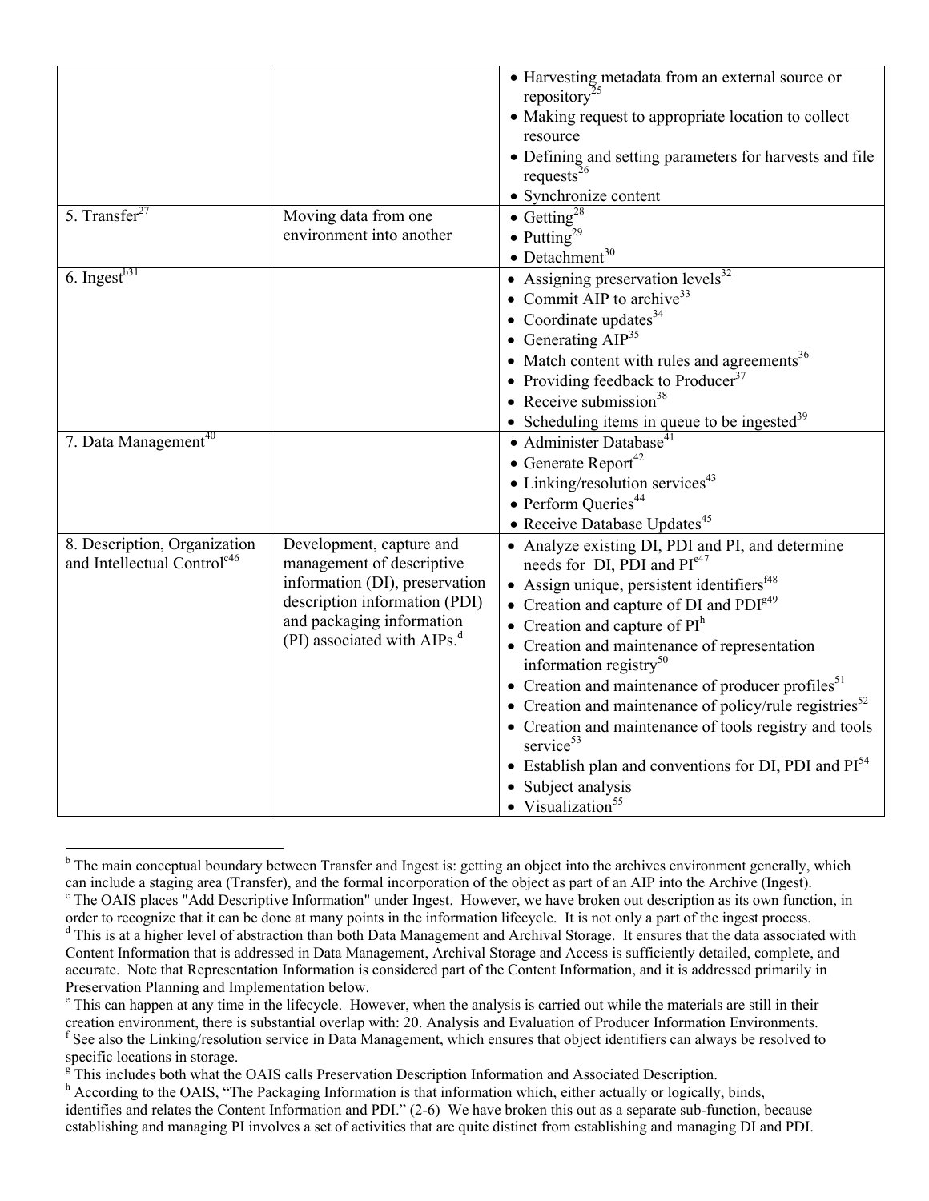| | | |
|---|---|---|
| | | • Harvesting metadata from an external source or repository[25]<br>• Making request to appropriate location to collect resource<br>• Defining and setting parameters for harvests and file requests[26]<br>• Synchronize content |
| 5. Transfer[27] | Moving data from one environment into another | • Getting[28]<br>• Putting[29]<br>• Detachment[30] |
| 6. Ingest[b31] | | • Assigning preservation levels[32]<br>• Commit AIP to archive[33]<br>• Coordinate updates[34]<br>• Generating AIP[35]<br>• Match content with rules and agreements[36]<br>• Providing feedback to Producer[37]<br>• Receive submission[38]<br>• Scheduling items in queue to be ingested[39] |
| 7. Data Management[40] | | • Administer Database[41]<br>• Generate Report[42]<br>• Linking/resolution services[43]<br>• Perform Queries[44]<br>• Receive Database Updates[45] |
| 8. Description, Organization and Intellectual Control[c46] | Development, capture and management of descriptive information (DI), preservation description information (PDI) and packaging information (PI) associated with AIPs.[d] | • Analyze existing DI, PDI and PI, and determine needs for DI, PDI and PI[e47]<br>• Assign unique, persistent identifiers[f48]<br>• Creation and capture of DI and PDI[g49]<br>• Creation and capture of PI[h]<br>• Creation and maintenance of representation information registry[50]<br>• Creation and maintenance of producer profiles[51]<br>• Creation and maintenance of policy/rule registries[52]<br>• Creation and maintenance of tools registry and tools service[53]<br>• Establish plan and conventions for DI, PDI and PI[54]<br>• Subject analysis<br>• Visualization[55] |

[b] The main conceptual boundary between Transfer and Ingest is: getting an object into the archives environment generally, which can include a staging area (Transfer), and the formal incorporation of the object as part of an AIP into the Archive (Ingest).

[c] The OAIS places "Add Descriptive Information" under Ingest. However, we have broken out description as its own function, in order to recognize that it can be done at many points in the information lifecycle. It is not only a part of the ingest process.

[d] This is at a higher level of abstraction than both Data Management and Archival Storage. It ensures that the data associated with Content Information that is addressed in Data Management, Archival Storage and Access is sufficiently detailed, complete, and accurate. Note that Representation Information is considered part of the Content Information, and it is addressed primarily in Preservation Planning and Implementation below.

[e] This can happen at any time in the lifecycle. However, when the analysis is carried out while the materials are still in their creation environment, there is substantial overlap with: 20. Analysis and Evaluation of Producer Information Environments.

[f] See also the Linking/resolution service in Data Management, which ensures that object identifiers can always be resolved to specific locations in storage.

[g] This includes both what the OAIS calls Preservation Description Information and Associated Description.

[h] According to the OAIS, "The Packaging Information is that information which, either actually or logically, binds, identifies and relates the Content Information and PDI." (2-6) We have broken this out as a separate sub-function, because establishing and managing PI involves a set of activities that are quite distinct from establishing and managing DI and PDI.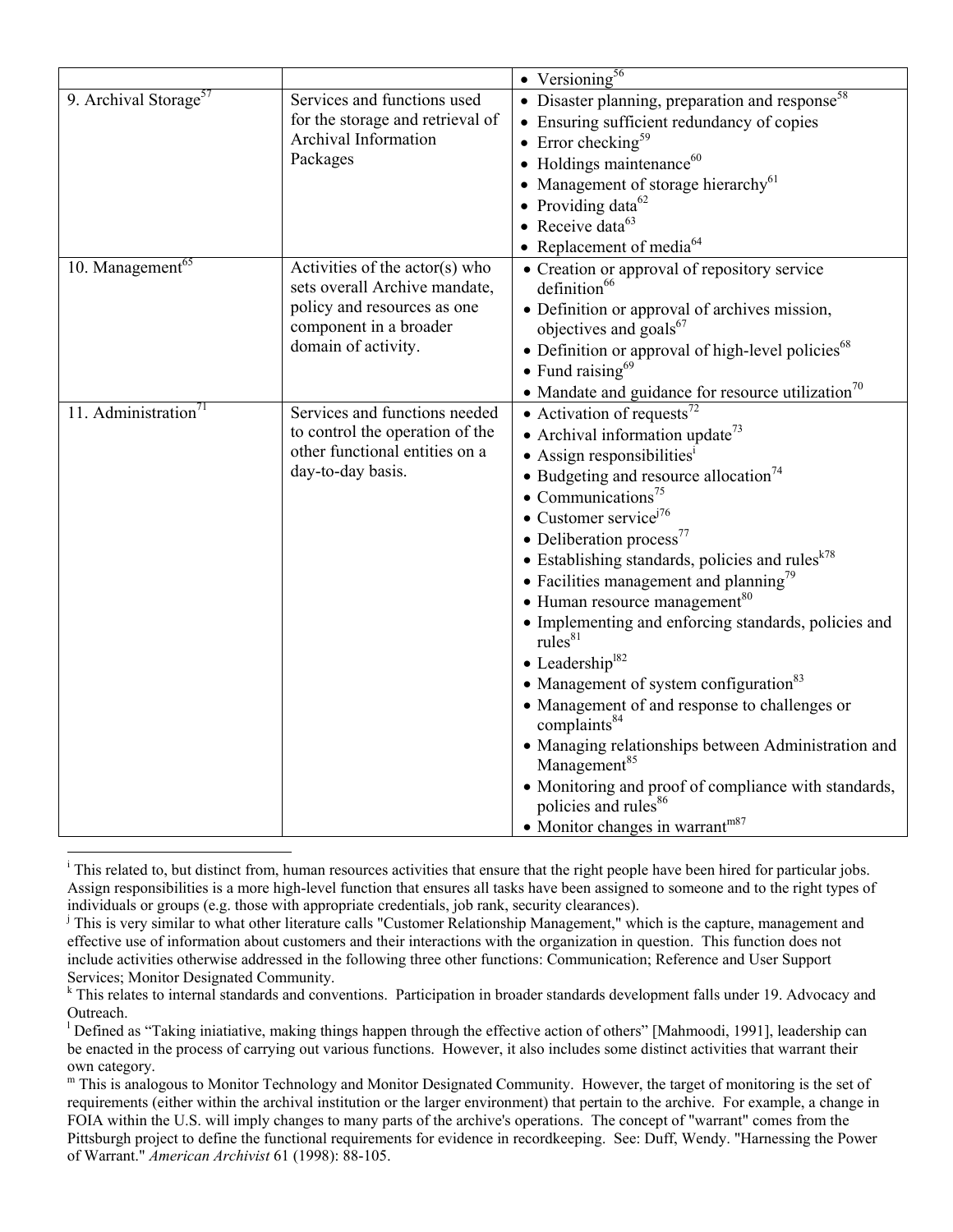| | | |
|---|---|---|
| | | • Versioning[56] |
| 9. Archival Storage[57] | Services and functions used for the storage and retrieval of Archival Information Packages | • Disaster planning, preparation and response[58]<br>• Ensuring sufficient redundancy of copies<br>• Error checking[59]<br>• Holdings maintenance[60]<br>• Management of storage hierarchy[61]<br>• Providing data[62]<br>• Receive data[63]<br>• Replacement of media[64] |
| 10. Management[65] | Activities of the actor(s) who sets overall Archive mandate, policy and resources as one component in a broader domain of activity. | • Creation or approval of repository service definition[66]<br>• Definition or approval of archives mission, objectives and goals[67]<br>• Definition or approval of high-level policies[68]<br>• Fund raising[69]<br>• Mandate and guidance for resource utilization[70] |
| 11. Administration[71] | Services and functions needed to control the operation of the other functional entities on a day-to-day basis. | • Activation of requests[72]<br>• Archival information update[73]<br>• Assign responsibilities[i]<br>• Budgeting and resource allocation[74]<br>• Communications[75]<br>• Customer service[j76]<br>• Deliberation process[77]<br>• Establishing standards, policies and rules[k78]<br>• Facilities management and planning[79]<br>• Human resource management[80]<br>• Implementing and enforcing standards, policies and rules[81]<br>• Leadership[l82]<br>• Management of system configuration[83]<br>• Management of and response to challenges or complaints[84]<br>• Managing relationships between Administration and Management[85]<br>• Monitoring and proof of compliance with standards, policies and rules[86]<br>• Monitor changes in warrant[m87] |

[i] This related to, but distinct from, human resources activities that ensure that the right people have been hired for particular jobs. Assign responsibilities is a more high-level function that ensures all tasks have been assigned to someone and to the right types of individuals or groups (e.g. those with appropriate credentials, job rank, security clearances).

[j] This is very similar to what other literature calls "Customer Relationship Management," which is the capture, management and effective use of information about customers and their interactions with the organization in question. This function does not include activities otherwise addressed in the following three other functions: Communication; Reference and User Support Services; Monitor Designated Community.

[k] This relates to internal standards and conventions. Participation in broader standards development falls under 19. Advocacy and Outreach.

[l] Defined as "Taking iniatiative, making things happen through the effective action of others" [Mahmoodi, 1991], leadership can be enacted in the process of carrying out various functions. However, it also includes some distinct activities that warrant their own category.

[m] This is analogous to Monitor Technology and Monitor Designated Community. However, the target of monitoring is the set of requirements (either within the archival institution or the larger environment) that pertain to the archive. For example, a change in FOIA within the U.S. will imply changes to many parts of the archive's operations. The concept of "warrant" comes from the Pittsburgh project to define the functional requirements for evidence in recordkeeping. See: Duff, Wendy. "Harnessing the Power of Warrant." *American Archivist* 61 (1998): 88-105.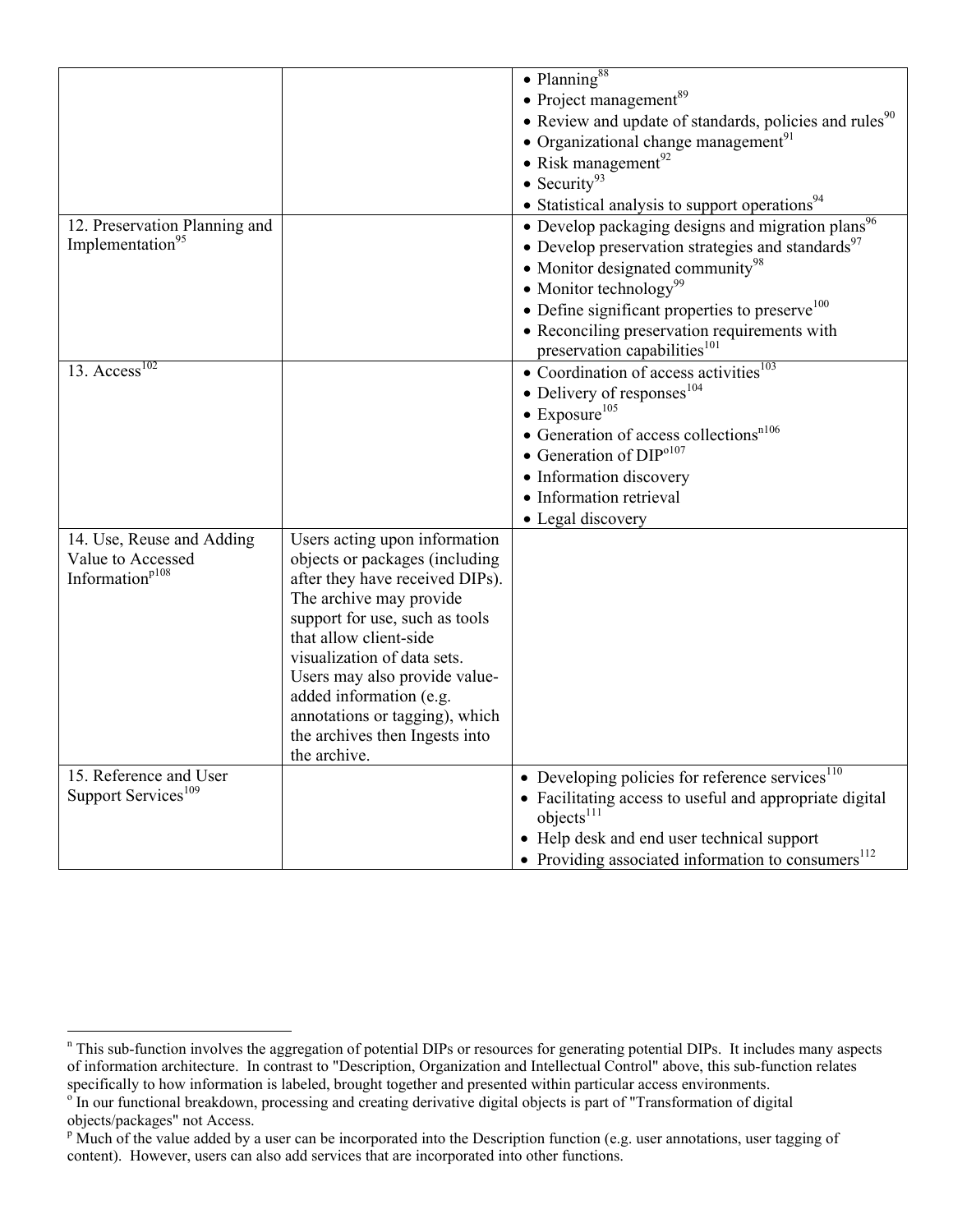| | | |
|---|---|---|
| | | • Planning[88]<br>• Project management[89]<br>• Review and update of standards, policies and rules[90]<br>• Organizational change management[91]<br>• Risk management[92]<br>• Security[93]<br>• Statistical analysis to support operations[94] |
| 12. Preservation Planning and Implementation[95] | | • Develop packaging designs and migration plans[96]<br>• Develop preservation strategies and standards[97]<br>• Monitor designated community[98]<br>• Monitor technology[99]<br>• Define significant properties to preserve[100]<br>• Reconciling preservation requirements with preservation capabilities[101] |
| 13. Access[102] | | • Coordination of access activities[103]<br>• Delivery of responses[104]<br>• Exposure[105]<br>• Generation of access collections[n106]<br>• Generation of DIP[o107]<br>• Information discovery<br>• Information retrieval<br>• Legal discovery |
| 14. Use, Reuse and Adding Value to Accessed Information[p108] | Users acting upon information objects or packages (including after they have received DIPs). The archive may provide support for use, such as tools that allow client-side visualization of data sets. Users may also provide value-added information (e.g. annotations or tagging), which the archives then Ingests into the archive. | |
| 15. Reference and User Support Services[109] | | • Developing policies for reference services[110]<br>• Facilitating access to useful and appropriate digital objects[111]<br>• Help desk and end user technical support<br>• Providing associated information to consumers[112] |

[n] This sub-function involves the aggregation of potential DIPs or resources for generating potential DIPs. It includes many aspects of information architecture. In contrast to "Description, Organization and Intellectual Control" above, this sub-function relates specifically to how information is labeled, brought together and presented within particular access environments.

[o] In our functional breakdown, processing and creating derivative digital objects is part of "Transformation of digital objects/packages" not Access.

[p] Much of the value added by a user can be incorporated into the Description function (e.g. user annotations, user tagging of content). However, users can also add services that are incorporated into other functions.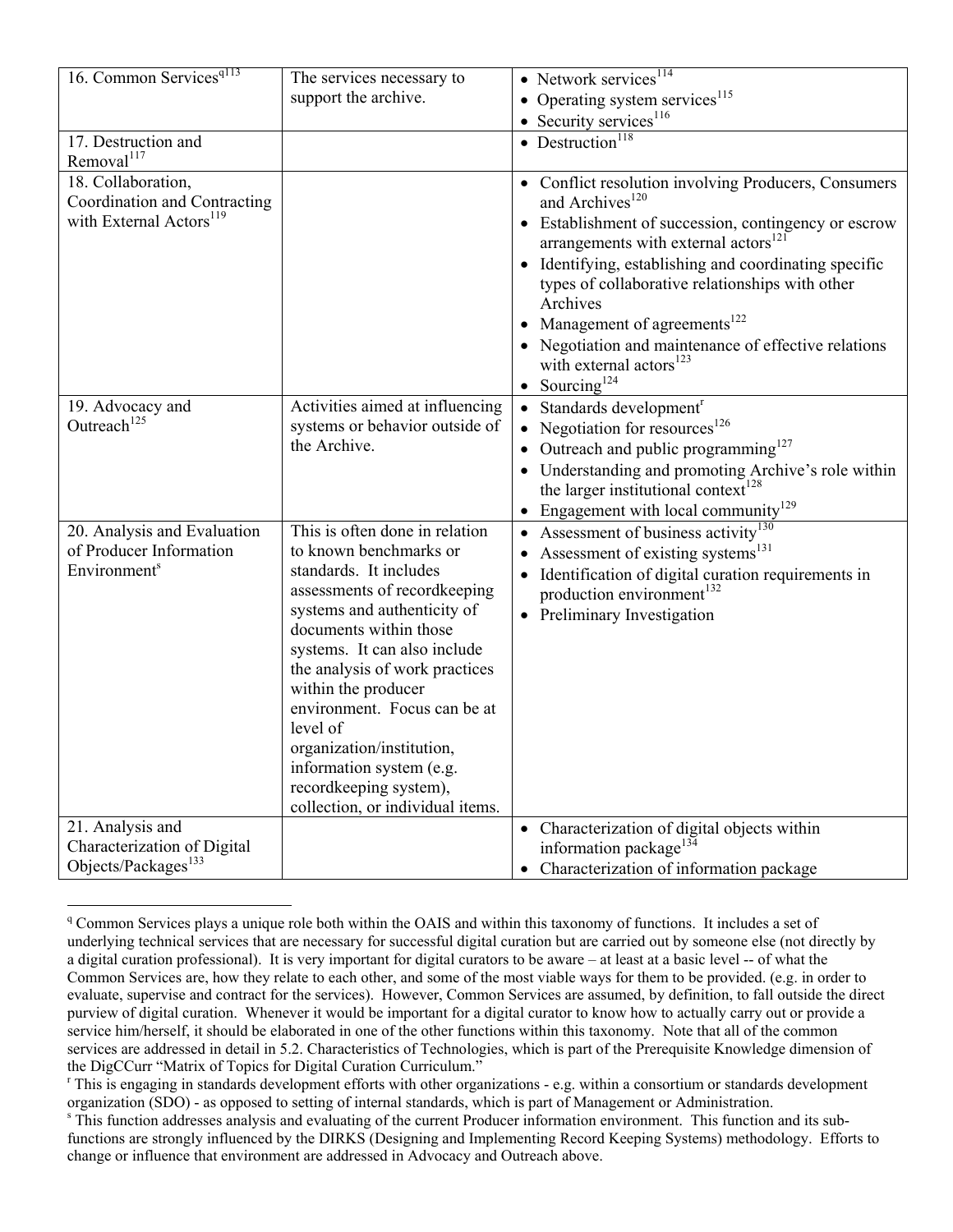| | | |
|---|---|---|
| 16. Common Services[q][113] | The services necessary to support the archive. | • Network services[114]<br>• Operating system services[115]<br>• Security services[116] |
| 17. Destruction and Removal[117] | | • Destruction[118] |
| 18. Collaboration, Coordination and Contracting with External Actors[119] | | • Conflict resolution involving Producers, Consumers and Archives[120]<br>• Establishment of succession, contingency or escrow arrangements with external actors[121]<br>• Identifying, establishing and coordinating specific types of collaborative relationships with other Archives<br>• Management of agreements[122]<br>• Negotiation and maintenance of effective relations with external actors[123]<br>• Sourcing[124] |
| 19. Advocacy and Outreach[125] | Activities aimed at influencing systems or behavior outside of the Archive. | • Standards development[r]<br>• Negotiation for resources[126]<br>• Outreach and public programming[127]<br>• Understanding and promoting Archive's role within the larger institutional context[128]<br>• Engagement with local community[129] |
| 20. Analysis and Evaluation of Producer Information Environment[s] | This is often done in relation to known benchmarks or standards. It includes assessments of recordkeeping systems and authenticity of documents within those systems. It can also include the analysis of work practices within the producer environment. Focus can be at level of organization/institution, information system (e.g. recordkeeping system), collection, or individual items. | • Assessment of business activity[130]<br>• Assessment of existing systems[131]<br>• Identification of digital curation requirements in production environment[132]<br>• Preliminary Investigation |
| 21. Analysis and Characterization of Digital Objects/Packages[133] | | • Characterization of digital objects within information package[134]<br>• Characterization of information package |

[q] Common Services plays a unique role both within the OAIS and within this taxonomy of functions. It includes a set of underlying technical services that are necessary for successful digital curation but are carried out by someone else (not directly by a digital curation professional). It is very important for digital curators to be aware – at least at a basic level -- of what the Common Services are, how they relate to each other, and some of the most viable ways for them to be provided. (e.g. in order to evaluate, supervise and contract for the services). However, Common Services are assumed, by definition, to fall outside the direct purview of digital curation. Whenever it would be important for a digital curator to know how to actually carry out or provide a service him/herself, it should be elaborated in one of the other functions within this taxonomy. Note that all of the common services are addressed in detail in 5.2. Characteristics of Technologies, which is part of the Prerequisite Knowledge dimension of the DigCCurr "Matrix of Topics for Digital Curation Curriculum."

[r] This is engaging in standards development efforts with other organizations - e.g. within a consortium or standards development organization (SDO) - as opposed to setting of internal standards, which is part of Management or Administration.

[s] This function addresses analysis and evaluating of the current Producer information environment. This function and its sub-functions are strongly influenced by the DIRKS (Designing and Implementing Record Keeping Systems) methodology. Efforts to change or influence that environment are addressed in Advocacy and Outreach above.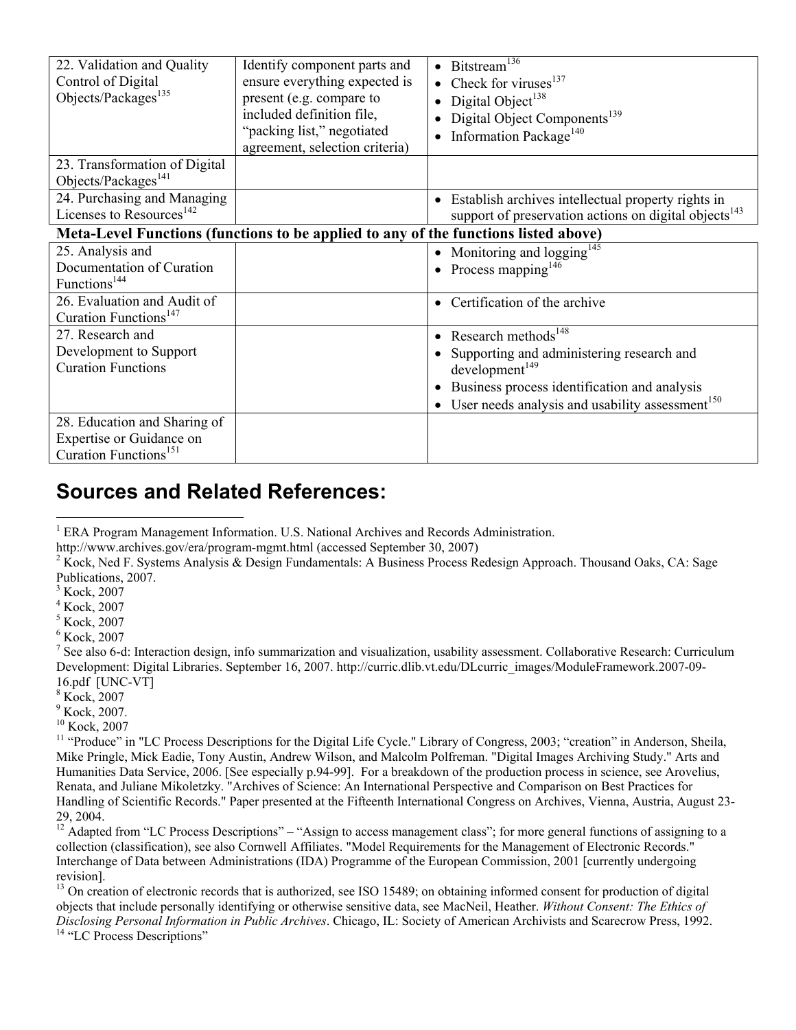| | | |
|---|---|---|
| 22. Validation and Quality Control of Digital Objects/Packages[135] | Identify component parts and ensure everything expected is present (e.g. compare to included definition file, "packing list," negotiated agreement, selection criteria) | • Bitstream[136]<br>• Check for viruses[137]<br>• Digital Object[138]<br>• Digital Object Components[139]<br>• Information Package[140] |
| 23. Transformation of Digital Objects/Packages[141] | | |
| 24. Purchasing and Managing Licenses to Resources[142] | | • Establish archives intellectual property rights in support of preservation actions on digital objects[143] |
| **Meta-Level Functions (functions to be applied to any of the functions listed above)** | | |
| 25. Analysis and Documentation of Curation Functions[144] | | • Monitoring and logging[145]<br>• Process mapping[146] |
| 26. Evaluation and Audit of Curation Functions[147] | | • Certification of the archive |
| 27. Research and Development to Support Curation Functions | | • Research methods[148]<br>• Supporting and administering research and development[149]<br>• Business process identification and analysis<br>• User needs analysis and usability assessment[150] |
| 28. Education and Sharing of Expertise or Guidance on Curation Functions[151] | | |

## Sources and Related References:

[1] ERA Program Management Information. U.S. National Archives and Records Administration. http://www.archives.gov/era/program-mgmt.html (accessed September 30, 2007)

[2] Kock, Ned F. Systems Analysis & Design Fundamentals: A Business Process Redesign Approach. Thousand Oaks, CA: Sage Publications, 2007.

[3] Kock, 2007

[4] Kock, 2007

[5] Kock, 2007

[6] Kock, 2007

[7] See also 6-d: Interaction design, info summarization and visualization, usability assessment. Collaborative Research: Curriculum Development: Digital Libraries. September 16, 2007. http://curric.dlib.vt.edu/DLcurric_images/ModuleFramework.2007-09-16.pdf [UNC-VT]

[8] Kock, 2007

[9] Kock, 2007.

[10] Kock, 2007

[11] "Produce" in "LC Process Descriptions for the Digital Life Cycle." Library of Congress, 2003; "creation" in Anderson, Sheila, Mike Pringle, Mick Eadie, Tony Austin, Andrew Wilson, and Malcolm Polfreman. "Digital Images Archiving Study." Arts and Humanities Data Service, 2006. [See especially p.94-99]. For a breakdown of the production process in science, see Arovelius, Renata, and Juliane Mikoletzky. "Archives of Science: An International Perspective and Comparison on Best Practices for Handling of Scientific Records." Paper presented at the Fifteenth International Congress on Archives, Vienna, Austria, August 23-29, 2004.

[12] Adapted from "LC Process Descriptions" – "Assign to access management class"; for more general functions of assigning to a collection (classification), see also Cornwell Affiliates. "Model Requirements for the Management of Electronic Records." Interchange of Data between Administrations (IDA) Programme of the European Commission, 2001 [currently undergoing revision].

[13] On creation of electronic records that is authorized, see ISO 15489; on obtaining informed consent for production of digital objects that include personally identifying or otherwise sensitive data, see MacNeil, Heather. *Without Consent: The Ethics of Disclosing Personal Information in Public Archives*. Chicago, IL: Society of American Archivists and Scarecrow Press, 1992.

[14] "LC Process Descriptions"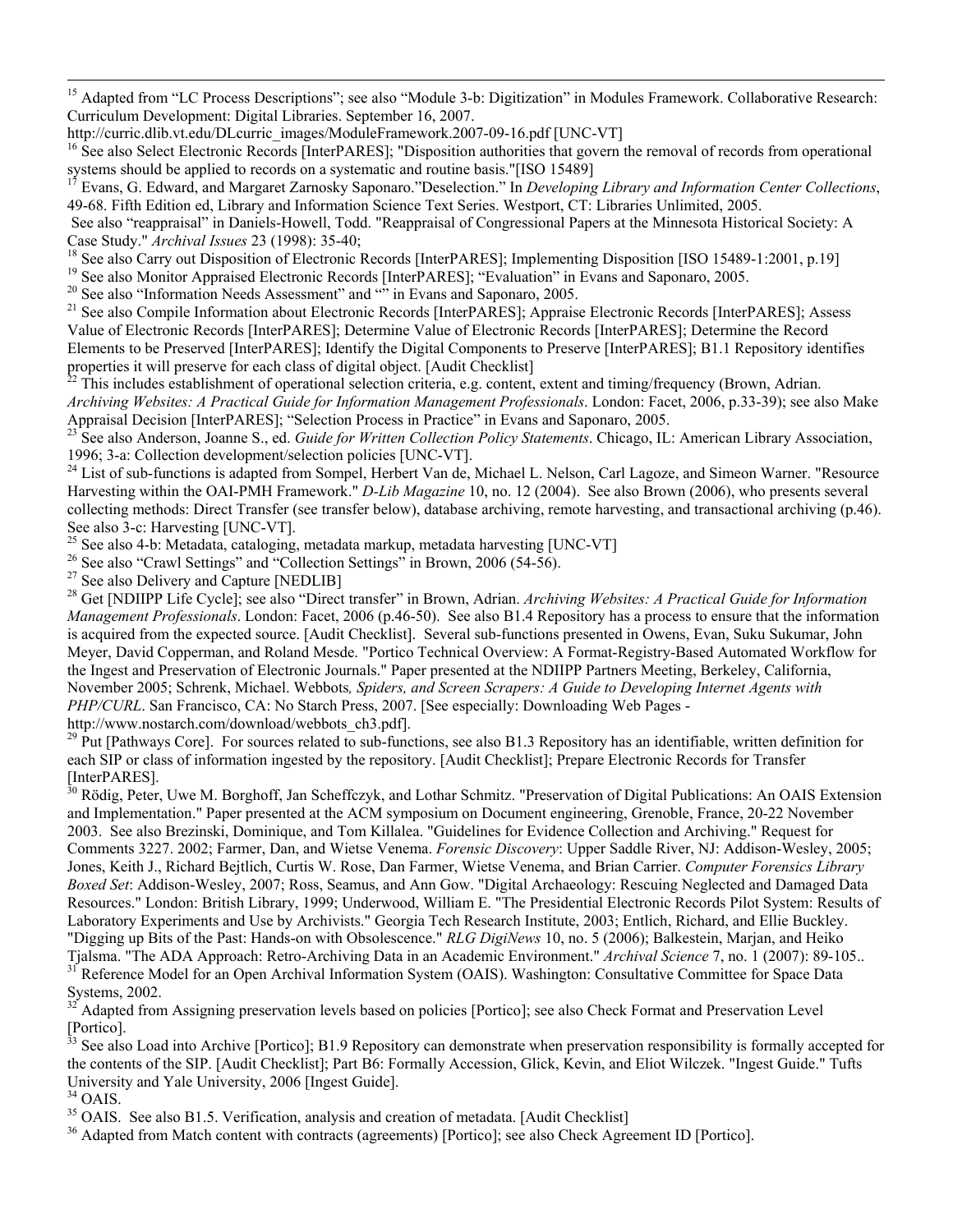[15] Adapted from "LC Process Descriptions"; see also "Module 3-b: Digitization" in Modules Framework. Collaborative Research: Curriculum Development: Digital Libraries. September 16, 2007. http://curric.dlib.vt.edu/DLcurric_images/ModuleFramework.2007-09-16.pdf [UNC-VT]

[16] See also Select Electronic Records [InterPARES]; "Disposition authorities that govern the removal of records from operational systems should be applied to records on a systematic and routine basis."[ISO 15489]

[17] Evans, G. Edward, and Margaret Zarnosky Saponaro."Deselection." In *Developing Library and Information Center Collections*, 49-68. Fifth Edition ed, Library and Information Science Text Series. Westport, CT: Libraries Unlimited, 2005.
See also "reappraisal" in Daniels-Howell, Todd. "Reappraisal of Congressional Papers at the Minnesota Historical Society: A Case Study." *Archival Issues* 23 (1998): 35-40;

[18] See also Carry out Disposition of Electronic Records [InterPARES]; Implementing Disposition [ISO 15489-1:2001, p.19]

[19] See also Monitor Appraised Electronic Records [InterPARES]; "Evaluation" in Evans and Saponaro, 2005.

[20] See also "Information Needs Assessment" and "" in Evans and Saponaro, 2005.

[21] See also Compile Information about Electronic Records [InterPARES]; Appraise Electronic Records [InterPARES]; Assess Value of Electronic Records [InterPARES]; Determine Value of Electronic Records [InterPARES]; Determine the Record Elements to be Preserved [InterPARES]; Identify the Digital Components to Preserve [InterPARES]; B1.1 Repository identifies properties it will preserve for each class of digital object. [Audit Checklist]

[22] This includes establishment of operational selection criteria, e.g. content, extent and timing/frequency (Brown, Adrian. *Archiving Websites: A Practical Guide for Information Management Professionals*. London: Facet, 2006, p.33-39); see also Make Appraisal Decision [InterPARES]; "Selection Process in Practice" in Evans and Saponaro, 2005.

[23] See also Anderson, Joanne S., ed. *Guide for Written Collection Policy Statements*. Chicago, IL: American Library Association, 1996; 3-a: Collection development/selection policies [UNC-VT].

[24] List of sub-functions is adapted from Sompel, Herbert Van de, Michael L. Nelson, Carl Lagoze, and Simeon Warner. "Resource Harvesting within the OAI-PMH Framework." *D-Lib Magazine* 10, no. 12 (2004). See also Brown (2006), who presents several collecting methods: Direct Transfer (see transfer below), database archiving, remote harvesting, and transactional archiving (p.46). See also 3-c: Harvesting [UNC-VT].

[25] See also 4-b: Metadata, cataloging, metadata markup, metadata harvesting [UNC-VT]

[26] See also "Crawl Settings" and "Collection Settings" in Brown, 2006 (54-56).

[27] See also Delivery and Capture [NEDLIB]

[28] Get [NDIIPP Life Cycle]; see also "Direct transfer" in Brown, Adrian. *Archiving Websites: A Practical Guide for Information Management Professionals*. London: Facet, 2006 (p.46-50). See also B1.4 Repository has a process to ensure that the information is acquired from the expected source. [Audit Checklist]. Several sub-functions presented in Owens, Evan, Suku Sukumar, John Meyer, David Copperman, and Roland Mesde. "Portico Technical Overview: A Format-Registry-Based Automated Workflow for the Ingest and Preservation of Electronic Journals." Paper presented at the NDIIPP Partners Meeting, Berkeley, California, November 2005; Schrenk, Michael. Webbots*, Spiders, and Screen Scrapers: A Guide to Developing Internet Agents with PHP/CURL*. San Francisco, CA: No Starch Press, 2007. [See especially: Downloading Web Pages - http://www.nostarch.com/download/webbots_ch3.pdf].

[29] Put [Pathways Core]. For sources related to sub-functions, see also B1.3 Repository has an identifiable, written definition for each SIP or class of information ingested by the repository. [Audit Checklist]; Prepare Electronic Records for Transfer [InterPARES].

[30] Rödig, Peter, Uwe M. Borghoff, Jan Scheffczyk, and Lothar Schmitz. "Preservation of Digital Publications: An OAIS Extension and Implementation." Paper presented at the ACM symposium on Document engineering, Grenoble, France, 20-22 November 2003. See also Brezinski, Dominique, and Tom Killalea. "Guidelines for Evidence Collection and Archiving." Request for Comments 3227. 2002; Farmer, Dan, and Wietse Venema. *Forensic Discovery*: Upper Saddle River, NJ: Addison-Wesley, 2005; Jones, Keith J., Richard Bejtlich, Curtis W. Rose, Dan Farmer, Wietse Venema, and Brian Carrier. *Computer Forensics Library Boxed Set*: Addison-Wesley, 2007; Ross, Seamus, and Ann Gow. "Digital Archaeology: Rescuing Neglected and Damaged Data Resources." London: British Library, 1999; Underwood, William E. "The Presidential Electronic Records Pilot System: Results of Laboratory Experiments and Use by Archivists." Georgia Tech Research Institute, 2003; Entlich, Richard, and Ellie Buckley. "Digging up Bits of the Past: Hands-on with Obsolescence." *RLG DigiNews* 10, no. 5 (2006); Balkestein, Marjan, and Heiko Tjalsma. "The ADA Approach: Retro-Archiving Data in an Academic Environment." *Archival Science* 7, no. 1 (2007): 89-105..

[31] Reference Model for an Open Archival Information System (OAIS). Washington: Consultative Committee for Space Data Systems, 2002.

[32] Adapted from Assigning preservation levels based on policies [Portico]; see also Check Format and Preservation Level [Portico].

[33] See also Load into Archive [Portico]; B1.9 Repository can demonstrate when preservation responsibility is formally accepted for the contents of the SIP. [Audit Checklist]; Part B6: Formally Accession, Glick, Kevin, and Eliot Wilczek. "Ingest Guide." Tufts University and Yale University, 2006 [Ingest Guide].

[34] OAIS.

[35] OAIS. See also B1.5. Verification, analysis and creation of metadata. [Audit Checklist]

[36] Adapted from Match content with contracts (agreements) [Portico]; see also Check Agreement ID [Portico].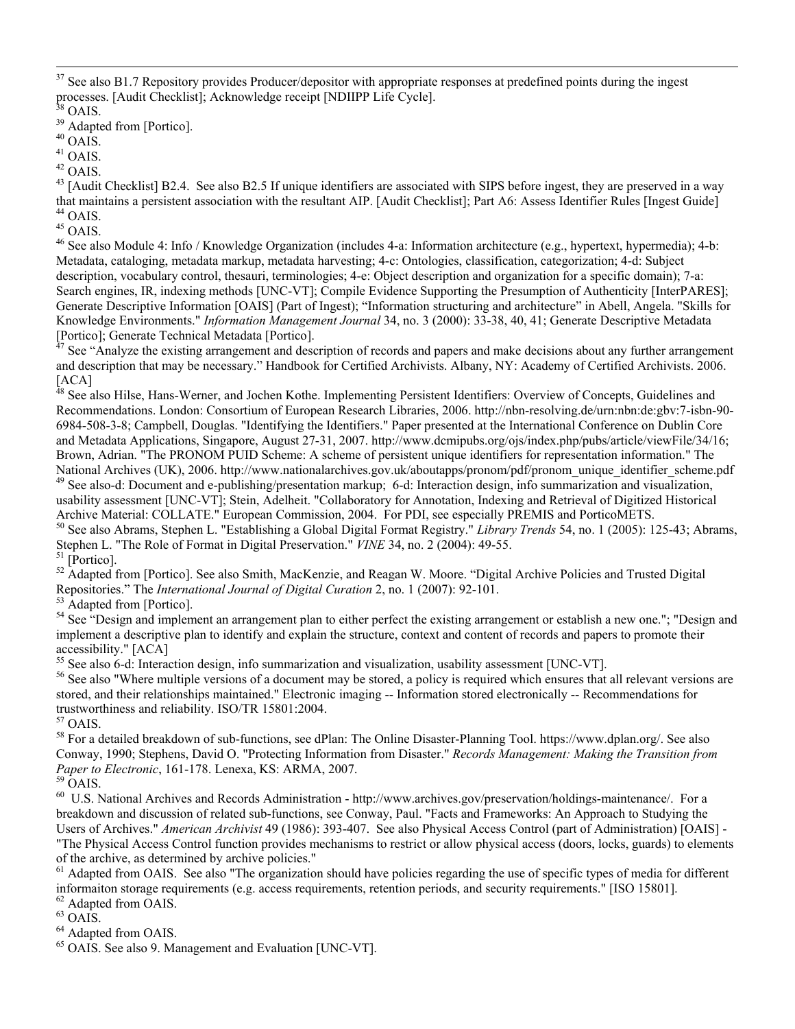[37] See also B1.7 Repository provides Producer/depositor with appropriate responses at predefined points during the ingest processes. [Audit Checklist]; Acknowledge receipt [NDIIPP Life Cycle].

[38] OAIS.

[39] Adapted from [Portico].

[40] OAIS.

[41] OAIS.

[42] OAIS.

[43] [Audit Checklist] B2.4. See also B2.5 If unique identifiers are associated with SIPS before ingest, they are preserved in a way that maintains a persistent association with the resultant AIP. [Audit Checklist]; Part A6: Assess Identifier Rules [Ingest Guide]

[44] OAIS.

[45] OAIS.

[46] See also Module 4: Info / Knowledge Organization (includes 4-a: Information architecture (e.g., hypertext, hypermedia); 4-b: Metadata, cataloging, metadata markup, metadata harvesting; 4-c: Ontologies, classification, categorization; 4-d: Subject description, vocabulary control, thesauri, terminologies; 4-e: Object description and organization for a specific domain); 7-a: Search engines, IR, indexing methods [UNC-VT]; Compile Evidence Supporting the Presumption of Authenticity [InterPARES]; Generate Descriptive Information [OAIS] (Part of Ingest); "Information structuring and architecture" in Abell, Angela. "Skills for Knowledge Environments." *Information Management Journal* 34, no. 3 (2000): 33-38, 40, 41; Generate Descriptive Metadata [Portico]; Generate Technical Metadata [Portico].

[47] See "Analyze the existing arrangement and description of records and papers and make decisions about any further arrangement and description that may be necessary." Handbook for Certified Archivists. Albany, NY: Academy of Certified Archivists. 2006. [ACA]

[48] See also Hilse, Hans-Werner, and Jochen Kothe. Implementing Persistent Identifiers: Overview of Concepts, Guidelines and Recommendations. London: Consortium of European Research Libraries, 2006. http://nbn-resolving.de/urn:nbn:de:gbv:7-isbn-90-6984-508-3-8; Campbell, Douglas. "Identifying the Identifiers." Paper presented at the International Conference on Dublin Core and Metadata Applications, Singapore, August 27-31, 2007. http://www.dcmipubs.org/ojs/index.php/pubs/article/viewFile/34/16; Brown, Adrian. "The PRONOM PUID Scheme: A scheme of persistent unique identifiers for representation information." The National Archives (UK), 2006. http://www.nationalarchives.gov.uk/aboutapps/pronom/pdf/pronom_unique_identifier_scheme.pdf

[49] See also-d: Document and e-publishing/presentation markup; 6-d: Interaction design, info summarization and visualization, usability assessment [UNC-VT]; Stein, Adelheit. "Collaboratory for Annotation, Indexing and Retrieval of Digitized Historical Archive Material: COLLATE." European Commission, 2004. For PDI, see especially PREMIS and PorticoMETS.

[50] See also Abrams, Stephen L. "Establishing a Global Digital Format Registry." *Library Trends* 54, no. 1 (2005): 125-43; Abrams, Stephen L. "The Role of Format in Digital Preservation." *VINE* 34, no. 2 (2004): 49-55.

[51] [Portico].

[52] Adapted from [Portico]. See also Smith, MacKenzie, and Reagan W. Moore. "Digital Archive Policies and Trusted Digital Repositories." The *International Journal of Digital Curation* 2, no. 1 (2007): 92-101.

[53] Adapted from [Portico].

[54] See "Design and implement an arrangement plan to either perfect the existing arrangement or establish a new one."; "Design and implement a descriptive plan to identify and explain the structure, context and content of records and papers to promote their accessibility." [ACA]

[55] See also 6-d: Interaction design, info summarization and visualization, usability assessment [UNC-VT].

[56] See also "Where multiple versions of a document may be stored, a policy is required which ensures that all relevant versions are stored, and their relationships maintained." Electronic imaging -- Information stored electronically -- Recommendations for trustworthiness and reliability. ISO/TR 15801:2004.

[57] OAIS.

[58] For a detailed breakdown of sub-functions, see dPlan: The Online Disaster-Planning Tool. https://www.dplan.org/. See also Conway, 1990; Stephens, David O. "Protecting Information from Disaster." *Records Management: Making the Transition from Paper to Electronic*, 161-178. Lenexa, KS: ARMA, 2007.

[59] OAIS.

[60] U.S. National Archives and Records Administration - http://www.archives.gov/preservation/holdings-maintenance/. For a breakdown and discussion of related sub-functions, see Conway, Paul. "Facts and Frameworks: An Approach to Studying the Users of Archives." *American Archivist* 49 (1986): 393-407. See also Physical Access Control (part of Administration) [OAIS] - "The Physical Access Control function provides mechanisms to restrict or allow physical access (doors, locks, guards) to elements of the archive, as determined by archive policies."

[61] Adapted from OAIS. See also "The organization should have policies regarding the use of specific types of media for different informaiton storage requirements (e.g. access requirements, retention periods, and security requirements." [ISO 15801].

[62] Adapted from OAIS.

[63] OAIS.

[64] Adapted from OAIS.

[65] OAIS. See also 9. Management and Evaluation [UNC-VT].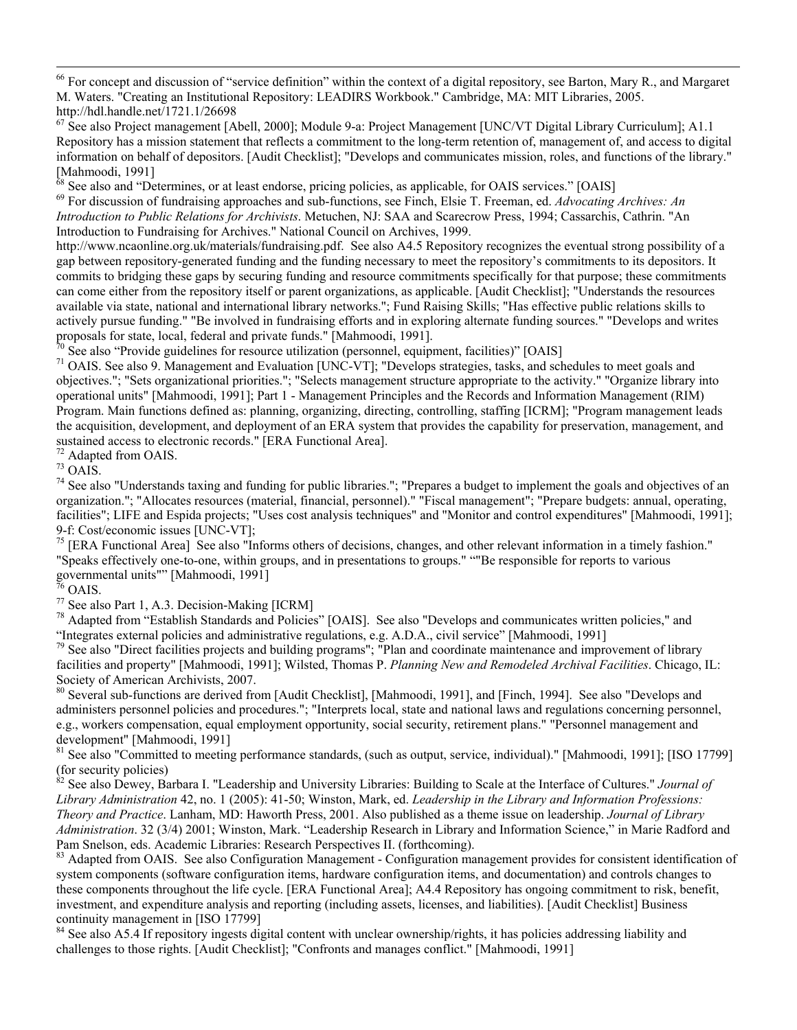[66] For concept and discussion of "service definition" within the context of a digital repository, see Barton, Mary R., and Margaret M. Waters. "Creating an Institutional Repository: LEADIRS Workbook." Cambridge, MA: MIT Libraries, 2005. http://hdl.handle.net/1721.1/26698

[67] See also Project management [Abell, 2000]; Module 9-a: Project Management [UNC/VT Digital Library Curriculum]; A1.1 Repository has a mission statement that reflects a commitment to the long-term retention of, management of, and access to digital information on behalf of depositors. [Audit Checklist]; "Develops and communicates mission, roles, and functions of the library." [Mahmoodi, 1991]

[68] See also and "Determines, or at least endorse, pricing policies, as applicable, for OAIS services." [OAIS]

[69] For discussion of fundraising approaches and sub-functions, see Finch, Elsie T. Freeman, ed. *Advocating Archives: An Introduction to Public Relations for Archivists*. Metuchen, NJ: SAA and Scarecrow Press, 1994; Cassarchis, Cathrin. "An Introduction to Fundraising for Archives." National Council on Archives, 1999. http://www.ncaonline.org.uk/materials/fundraising.pdf. See also A4.5 Repository recognizes the eventual strong possibility of a gap between repository-generated funding and the funding necessary to meet the repository's commitments to its depositors. It commits to bridging these gaps by securing funding and resource commitments specifically for that purpose; these commitments can come either from the repository itself or parent organizations, as applicable. [Audit Checklist]; "Understands the resources available via state, national and international library networks."; Fund Raising Skills; "Has effective public relations skills to actively pursue funding." "Be involved in fundraising efforts and in exploring alternate funding sources." "Develops and writes proposals for state, local, federal and private funds." [Mahmoodi, 1991].

[70] See also "Provide guidelines for resource utilization (personnel, equipment, facilities)" [OAIS]

[71] OAIS. See also 9. Management and Evaluation [UNC-VT]; "Develops strategies, tasks, and schedules to meet goals and objectives."; "Sets organizational priorities."; "Selects management structure appropriate to the activity." "Organize library into operational units" [Mahmoodi, 1991]; Part 1 - Management Principles and the Records and Information Management (RIM) Program. Main functions defined as: planning, organizing, directing, controlling, staffing [ICRM]; "Program management leads the acquisition, development, and deployment of an ERA system that provides the capability for preservation, management, and sustained access to electronic records." [ERA Functional Area].

[72] Adapted from OAIS.

[73] OAIS.

[74] See also "Understands taxing and funding for public libraries."; "Prepares a budget to implement the goals and objectives of an organization."; "Allocates resources (material, financial, personnel)." "Fiscal management"; "Prepare budgets: annual, operating, facilities"; LIFE and Espida projects; "Uses cost analysis techniques" and "Monitor and control expenditures" [Mahmoodi, 1991]; 9-f: Cost/economic issues [UNC-VT];

[75] [ERA Functional Area] See also "Informs others of decisions, changes, and other relevant information in a timely fashion." "Speaks effectively one-to-one, within groups, and in presentations to groups." ""Be responsible for reports to various governmental units"" [Mahmoodi, 1991]

[76] OAIS.

[77] See also Part 1, A.3. Decision-Making [ICRM]

[78] Adapted from "Establish Standards and Policies" [OAIS]. See also "Develops and communicates written policies," and "Integrates external policies and administrative regulations, e.g. A.D.A., civil service" [Mahmoodi, 1991]

[79] See also "Direct facilities projects and building programs"; "Plan and coordinate maintenance and improvement of library facilities and property" [Mahmoodi, 1991]; Wilsted, Thomas P. *Planning New and Remodeled Archival Facilities*. Chicago, IL: Society of American Archivists, 2007.

[80] Several sub-functions are derived from [Audit Checklist], [Mahmoodi, 1991], and [Finch, 1994]. See also "Develops and administers personnel policies and procedures."; "Interprets local, state and national laws and regulations concerning personnel, e.g., workers compensation, equal employment opportunity, social security, retirement plans." "Personnel management and development" [Mahmoodi, 1991]

[81] See also "Committed to meeting performance standards, (such as output, service, individual)." [Mahmoodi, 1991]; [ISO 17799] (for security policies)

[82] See also Dewey, Barbara I. "Leadership and University Libraries: Building to Scale at the Interface of Cultures." *Journal of Library Administration* 42, no. 1 (2005): 41-50; Winston, Mark, ed. *Leadership in the Library and Information Professions: Theory and Practice*. Lanham, MD: Haworth Press, 2001. Also published as a theme issue on leadership. *Journal of Library Administration*. 32 (3/4) 2001; Winston, Mark. "Leadership Research in Library and Information Science," in Marie Radford and Pam Snelson, eds. Academic Libraries: Research Perspectives II. (forthcoming).

[83] Adapted from OAIS. See also Configuration Management - Configuration management provides for consistent identification of system components (software configuration items, hardware configuration items, and documentation) and controls changes to these components throughout the life cycle. [ERA Functional Area]; A4.4 Repository has ongoing commitment to risk, benefit, investment, and expenditure analysis and reporting (including assets, licenses, and liabilities). [Audit Checklist] Business continuity management in [ISO 17799]

[84] See also A5.4 If repository ingests digital content with unclear ownership/rights, it has policies addressing liability and challenges to those rights. [Audit Checklist]; "Confronts and manages conflict." [Mahmoodi, 1991]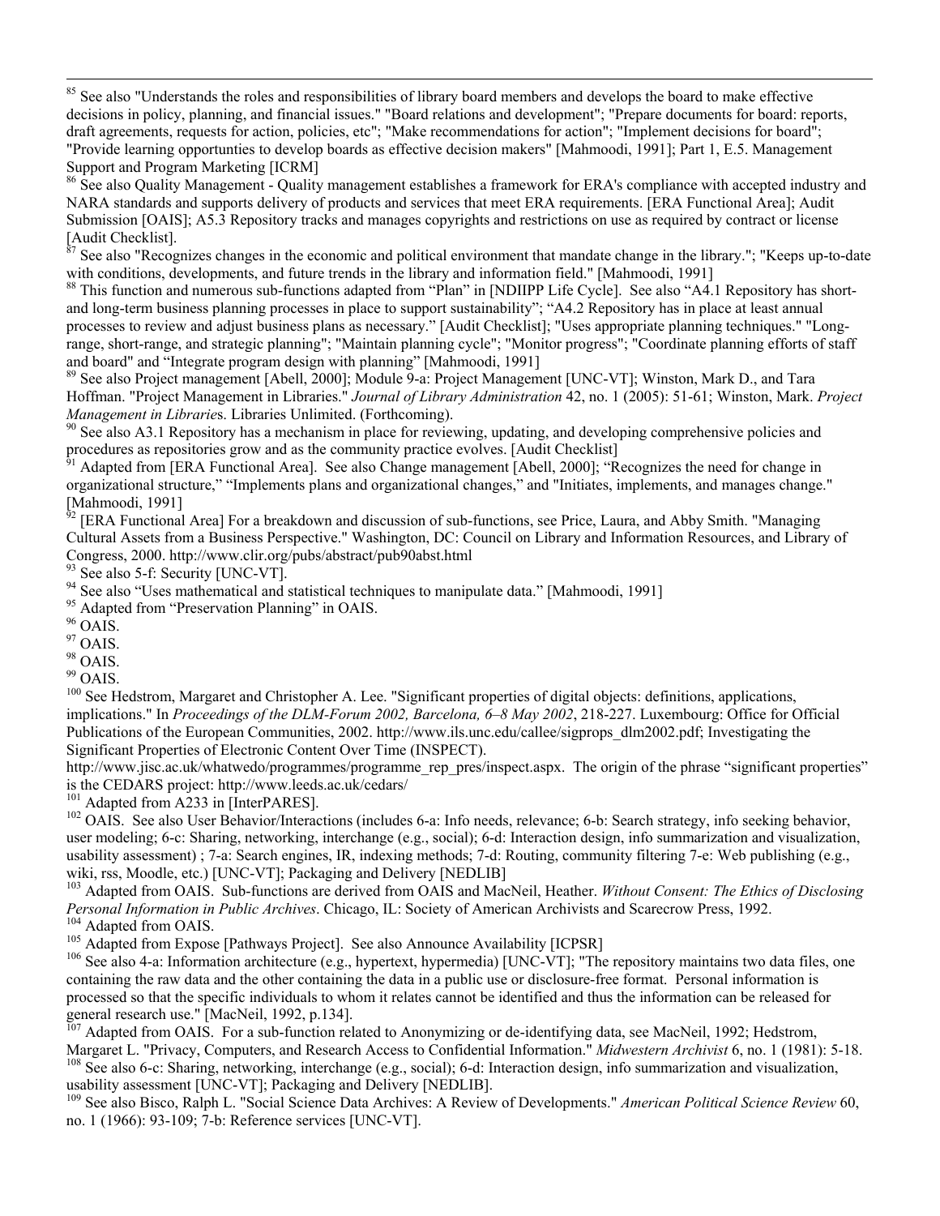[85] See also "Understands the roles and responsibilities of library board members and develops the board to make effective decisions in policy, planning, and financial issues." "Board relations and development"; "Prepare documents for board: reports, draft agreements, requests for action, policies, etc"; "Make recommendations for action"; "Implement decisions for board"; "Provide learning opportunties to develop boards as effective decision makers" [Mahmoodi, 1991]; Part 1, E.5. Management Support and Program Marketing [ICRM]

[86] See also Quality Management - Quality management establishes a framework for ERA's compliance with accepted industry and NARA standards and supports delivery of products and services that meet ERA requirements. [ERA Functional Area]; Audit Submission [OAIS]; A5.3 Repository tracks and manages copyrights and restrictions on use as required by contract or license [Audit Checklist].

[87] See also "Recognizes changes in the economic and political environment that mandate change in the library."; "Keeps up-to-date with conditions, developments, and future trends in the library and information field." [Mahmoodi, 1991]

[88] This function and numerous sub-functions adapted from "Plan" in [NDIIPP Life Cycle]. See also "A4.1 Repository has short- and long-term business planning processes in place to support sustainability"; "A4.2 Repository has in place at least annual processes to review and adjust business plans as necessary." [Audit Checklist]; "Uses appropriate planning techniques." "Long-range, short-range, and strategic planning"; "Maintain planning cycle"; "Monitor progress"; "Coordinate planning efforts of staff and board" and "Integrate program design with planning" [Mahmoodi, 1991]

[89] See also Project management [Abell, 2000]; Module 9-a: Project Management [UNC-VT]; Winston, Mark D., and Tara Hoffman. "Project Management in Libraries." *Journal of Library Administration* 42, no. 1 (2005): 51-61; Winston, Mark. *Project Management in Libraries*. Libraries Unlimited. (Forthcoming).

[90] See also A3.1 Repository has a mechanism in place for reviewing, updating, and developing comprehensive policies and procedures as repositories grow and as the community practice evolves. [Audit Checklist]

[91] Adapted from [ERA Functional Area]. See also Change management [Abell, 2000]; "Recognizes the need for change in organizational structure," "Implements plans and organizational changes," and "Initiates, implements, and manages change." [Mahmoodi, 1991]

[92] [ERA Functional Area] For a breakdown and discussion of sub-functions, see Price, Laura, and Abby Smith. "Managing Cultural Assets from a Business Perspective." Washington, DC: Council on Library and Information Resources, and Library of Congress, 2000. http://www.clir.org/pubs/abstract/pub90abst.html

[93] See also 5-f: Security [UNC-VT].

[94] See also "Uses mathematical and statistical techniques to manipulate data." [Mahmoodi, 1991]

[95] Adapted from "Preservation Planning" in OAIS.

[96] OAIS.

[97] OAIS.

[98] OAIS.

[99] OAIS.

[100] See Hedstrom, Margaret and Christopher A. Lee. "Significant properties of digital objects: definitions, applications, implications." In *Proceedings of the DLM-Forum 2002, Barcelona, 6–8 May 2002*, 218-227. Luxembourg: Office for Official Publications of the European Communities, 2002. http://www.ils.unc.edu/callee/sigprops_dlm2002.pdf; Investigating the Significant Properties of Electronic Content Over Time (INSPECT). http://www.jisc.ac.uk/whatwedo/programmes/programme_rep_pres/inspect.aspx. The origin of the phrase "significant properties" is the CEDARS project: http://www.leeds.ac.uk/cedars/

[101] Adapted from A233 in [InterPARES].

[102] OAIS. See also User Behavior/Interactions (includes 6-a: Info needs, relevance; 6-b: Search strategy, info seeking behavior, user modeling; 6-c: Sharing, networking, interchange (e.g., social); 6-d: Interaction design, info summarization and visualization, usability assessment) ; 7-a: Search engines, IR, indexing methods; 7-d: Routing, community filtering 7-e: Web publishing (e.g., wiki, rss, Moodle, etc.) [UNC-VT]; Packaging and Delivery [NEDLIB]

[103] Adapted from OAIS. Sub-functions are derived from OAIS and MacNeil, Heather. *Without Consent: The Ethics of Disclosing Personal Information in Public Archives*. Chicago, IL: Society of American Archivists and Scarecrow Press, 1992.

[104] Adapted from OAIS.

[105] Adapted from Expose [Pathways Project]. See also Announce Availability [ICPSR]

[106] See also 4-a: Information architecture (e.g., hypertext, hypermedia) [UNC-VT]; "The repository maintains two data files, one containing the raw data and the other containing the data in a public use or disclosure-free format. Personal information is processed so that the specific individuals to whom it relates cannot be identified and thus the information can be released for general research use." [MacNeil, 1992, p.134].

[107] Adapted from OAIS. For a sub-function related to Anonymizing or de-identifying data, see MacNeil, 1992; Hedstrom, Margaret L. "Privacy, Computers, and Research Access to Confidential Information." *Midwestern Archivist* 6, no. 1 (1981): 5-18.

[108] See also 6-c: Sharing, networking, interchange (e.g., social); 6-d: Interaction design, info summarization and visualization, usability assessment [UNC-VT]; Packaging and Delivery [NEDLIB].

[109] See also Bisco, Ralph L. "Social Science Data Archives: A Review of Developments." *American Political Science Review* 60, no. 1 (1966): 93-109; 7-b: Reference services [UNC-VT].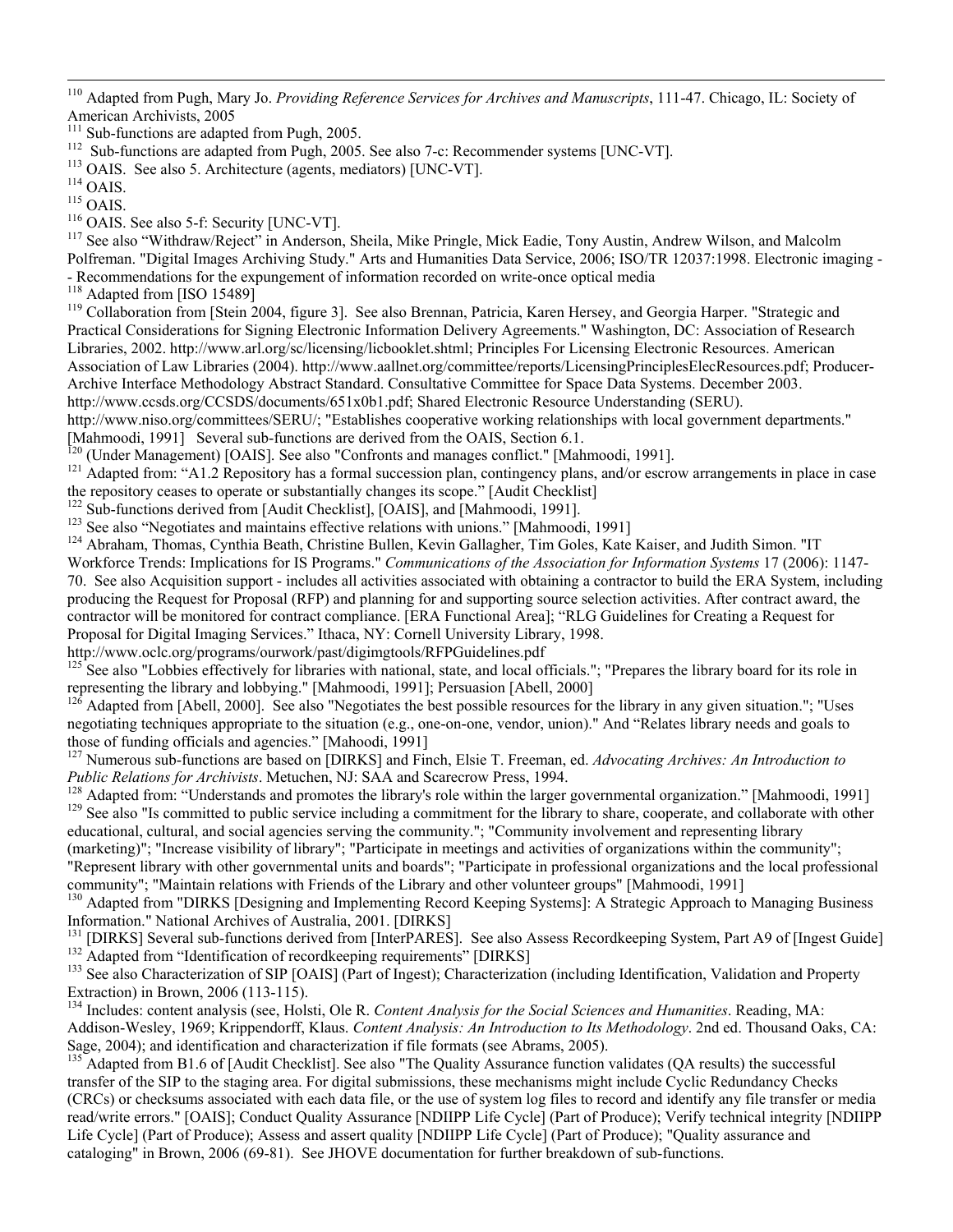[110] Adapted from Pugh, Mary Jo. *Providing Reference Services for Archives and Manuscripts*, 111-47. Chicago, IL: Society of American Archivists, 2005

[111] Sub-functions are adapted from Pugh, 2005.

[112] Sub-functions are adapted from Pugh, 2005. See also 7-c: Recommender systems [UNC-VT].

[113] OAIS. See also 5. Architecture (agents, mediators) [UNC-VT].

[114] OAIS.

[115] OAIS.

[116] OAIS. See also 5-f: Security [UNC-VT].

[117] See also "Withdraw/Reject" in Anderson, Sheila, Mike Pringle, Mick Eadie, Tony Austin, Andrew Wilson, and Malcolm Polfreman. "Digital Images Archiving Study." Arts and Humanities Data Service, 2006; ISO/TR 12037:1998. Electronic imaging -- Recommendations for the expungement of information recorded on write-once optical media

[118] Adapted from [ISO 15489]

[119] Collaboration from [Stein 2004, figure 3]. See also Brennan, Patricia, Karen Hersey, and Georgia Harper. "Strategic and Practical Considerations for Signing Electronic Information Delivery Agreements." Washington, DC: Association of Research Libraries, 2002. http://www.arl.org/sc/licensing/licbooklet.shtml; Principles For Licensing Electronic Resources. American Association of Law Libraries (2004). http://www.aallnet.org/committee/reports/LicensingPrinciplesElecResources.pdf; Producer-Archive Interface Methodology Abstract Standard. Consultative Committee for Space Data Systems. December 2003. http://www.ccsds.org/CCSDS/documents/651x0b1.pdf; Shared Electronic Resource Understanding (SERU). http://www.niso.org/committees/SERU/; "Establishes cooperative working relationships with local government departments." [Mahmoodi, 1991] Several sub-functions are derived from the OAIS, Section 6.1.

[120] (Under Management) [OAIS]. See also "Confronts and manages conflict." [Mahmoodi, 1991].

[121] Adapted from: "A1.2 Repository has a formal succession plan, contingency plans, and/or escrow arrangements in place in case the repository ceases to operate or substantially changes its scope." [Audit Checklist]

[122] Sub-functions derived from [Audit Checklist], [OAIS], and [Mahmoodi, 1991].

[123] See also "Negotiates and maintains effective relations with unions." [Mahmoodi, 1991]

[124] Abraham, Thomas, Cynthia Beath, Christine Bullen, Kevin Gallagher, Tim Goles, Kate Kaiser, and Judith Simon. "IT Workforce Trends: Implications for IS Programs." *Communications of the Association for Information Systems* 17 (2006): 1147-70. See also Acquisition support - includes all activities associated with obtaining a contractor to build the ERA System, including producing the Request for Proposal (RFP) and planning for and supporting source selection activities. After contract award, the contractor will be monitored for contract compliance. [ERA Functional Area]; "RLG Guidelines for Creating a Request for Proposal for Digital Imaging Services." Ithaca, NY: Cornell University Library, 1998. http://www.oclc.org/programs/ourwork/past/digimgtools/RFPGuidelines.pdf

[125] See also "Lobbies effectively for libraries with national, state, and local officials."; "Prepares the library board for its role in representing the library and lobbying." [Mahmoodi, 1991]; Persuasion [Abell, 2000]

[126] Adapted from [Abell, 2000]. See also "Negotiates the best possible resources for the library in any given situation."; "Uses negotiating techniques appropriate to the situation (e.g., one-on-one, vendor, union)." And "Relates library needs and goals to those of funding officials and agencies." [Mahoodi, 1991]

[127] Numerous sub-functions are based on [DIRKS] and Finch, Elsie T. Freeman, ed. *Advocating Archives: An Introduction to Public Relations for Archivists*. Metuchen, NJ: SAA and Scarecrow Press, 1994.

[128] Adapted from: "Understands and promotes the library's role within the larger governmental organization." [Mahmoodi, 1991]

[129] See also "Is committed to public service including a commitment for the library to share, cooperate, and collaborate with other educational, cultural, and social agencies serving the community."; "Community involvement and representing library (marketing)"; "Increase visibility of library"; "Participate in meetings and activities of organizations within the community"; "Represent library with other governmental units and boards"; "Participate in professional organizations and the local professional community"; "Maintain relations with Friends of the Library and other volunteer groups" [Mahmoodi, 1991]

[130] Adapted from "DIRKS [Designing and Implementing Record Keeping Systems]: A Strategic Approach to Managing Business Information." National Archives of Australia, 2001. [DIRKS]

[131] [DIRKS] Several sub-functions derived from [InterPARES]. See also Assess Recordkeeping System, Part A9 of [Ingest Guide]

[132] Adapted from "Identification of recordkeeping requirements" [DIRKS]

[133] See also Characterization of SIP [OAIS] (Part of Ingest); Characterization (including Identification, Validation and Property Extraction) in Brown, 2006 (113-115).

[134] Includes: content analysis (see, Holsti, Ole R. *Content Analysis for the Social Sciences and Humanities*. Reading, MA: Addison-Wesley, 1969; Krippendorff, Klaus. *Content Analysis: An Introduction to Its Methodology*. 2nd ed. Thousand Oaks, CA: Sage, 2004); and identification and characterization if file formats (see Abrams, 2005).

[135] Adapted from B1.6 of [Audit Checklist]. See also "The Quality Assurance function validates (QA results) the successful transfer of the SIP to the staging area. For digital submissions, these mechanisms might include Cyclic Redundancy Checks (CRCs) or checksums associated with each data file, or the use of system log files to record and identify any file transfer or media read/write errors." [OAIS]; Conduct Quality Assurance [NDIIPP Life Cycle] (Part of Produce); Verify technical integrity [NDIIPP Life Cycle] (Part of Produce); Assess and assert quality [NDIIPP Life Cycle] (Part of Produce); "Quality assurance and cataloging" in Brown, 2006 (69-81). See JHOVE documentation for further breakdown of sub-functions.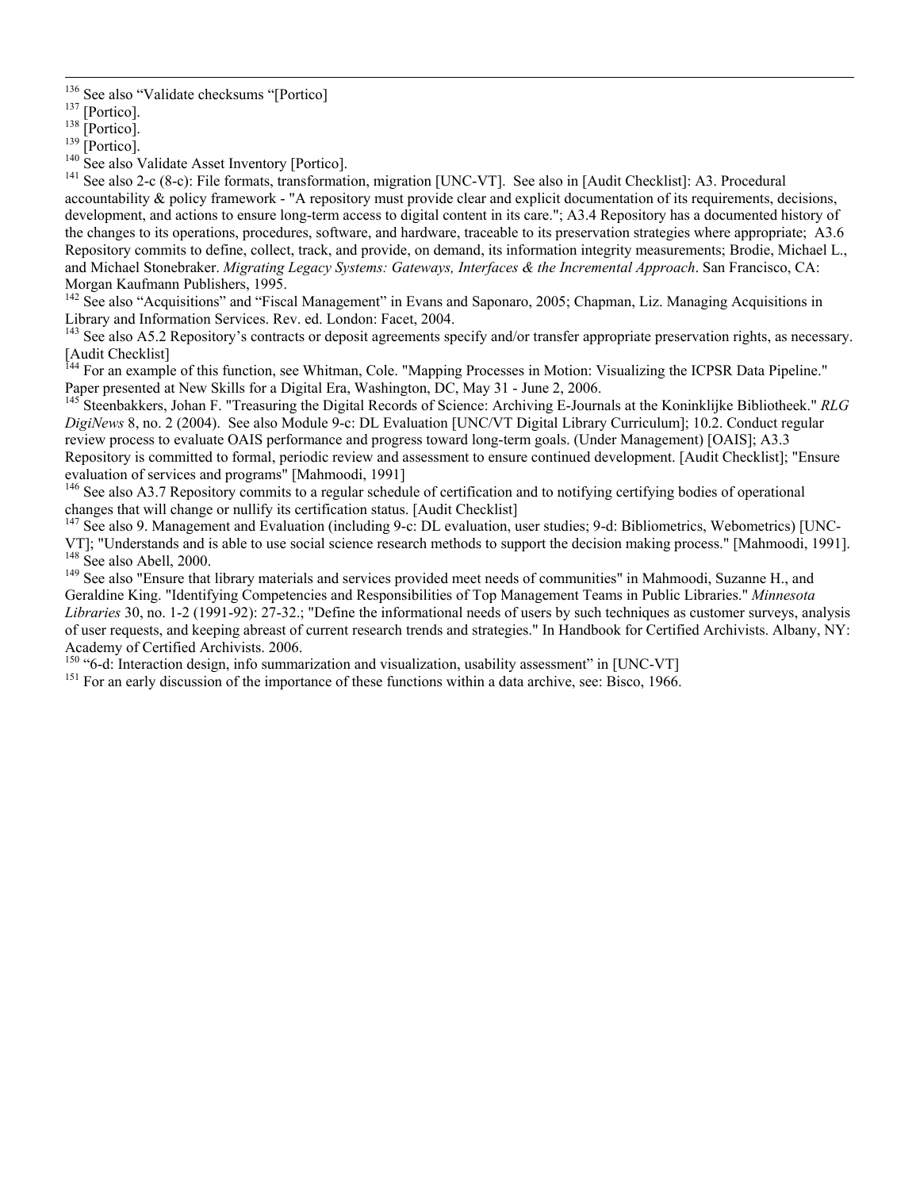[136] See also “Validate checksums “[Portico]

[137] [Portico].

[138] [Portico].

[139] [Portico].

[140] See also Validate Asset Inventory [Portico].

[141] See also 2-c (8-c): File formats, transformation, migration [UNC-VT]. See also in [Audit Checklist]: A3. Procedural accountability & policy framework - "A repository must provide clear and explicit documentation of its requirements, decisions, development, and actions to ensure long-term access to digital content in its care."; A3.4 Repository has a documented history of the changes to its operations, procedures, software, and hardware, traceable to its preservation strategies where appropriate; A3.6 Repository commits to define, collect, track, and provide, on demand, its information integrity measurements; Brodie, Michael L., and Michael Stonebraker. *Migrating Legacy Systems: Gateways, Interfaces & the Incremental Approach*. San Francisco, CA: Morgan Kaufmann Publishers, 1995.

[142] See also “Acquisitions” and “Fiscal Management” in Evans and Saponaro, 2005; Chapman, Liz. Managing Acquisitions in Library and Information Services. Rev. ed. London: Facet, 2004.

[143] See also A5.2 Repository’s contracts or deposit agreements specify and/or transfer appropriate preservation rights, as necessary. [Audit Checklist]

[144] For an example of this function, see Whitman, Cole. "Mapping Processes in Motion: Visualizing the ICPSR Data Pipeline." Paper presented at New Skills for a Digital Era, Washington, DC, May 31 - June 2, 2006.

[145] Steenbakkers, Johan F. "Treasuring the Digital Records of Science: Archiving E-Journals at the Koninklijke Bibliotheek." *RLG DigiNews* 8, no. 2 (2004). See also Module 9-c: DL Evaluation [UNC/VT Digital Library Curriculum]; 10.2. Conduct regular review process to evaluate OAIS performance and progress toward long-term goals. (Under Management) [OAIS]; A3.3 Repository is committed to formal, periodic review and assessment to ensure continued development. [Audit Checklist]; "Ensure evaluation of services and programs" [Mahmoodi, 1991]

[146] See also A3.7 Repository commits to a regular schedule of certification and to notifying certifying bodies of operational changes that will change or nullify its certification status. [Audit Checklist]

[147] See also 9. Management and Evaluation (including 9-c: DL evaluation, user studies; 9-d: Bibliometrics, Webometrics) [UNC-VT]; "Understands and is able to use social science research methods to support the decision making process." [Mahmoodi, 1991].

[148] See also Abell, 2000.

[149] See also "Ensure that library materials and services provided meet needs of communities" in Mahmoodi, Suzanne H., and Geraldine King. "Identifying Competencies and Responsibilities of Top Management Teams in Public Libraries." *Minnesota Libraries* 30, no. 1-2 (1991-92): 27-32.; "Define the informational needs of users by such techniques as customer surveys, analysis of user requests, and keeping abreast of current research trends and strategies." In Handbook for Certified Archivists. Albany, NY: Academy of Certified Archivists. 2006.

[150] “6-d: Interaction design, info summarization and visualization, usability assessment” in [UNC-VT]

[151] For an early discussion of the importance of these functions within a data archive, see: Bisco, 1966.